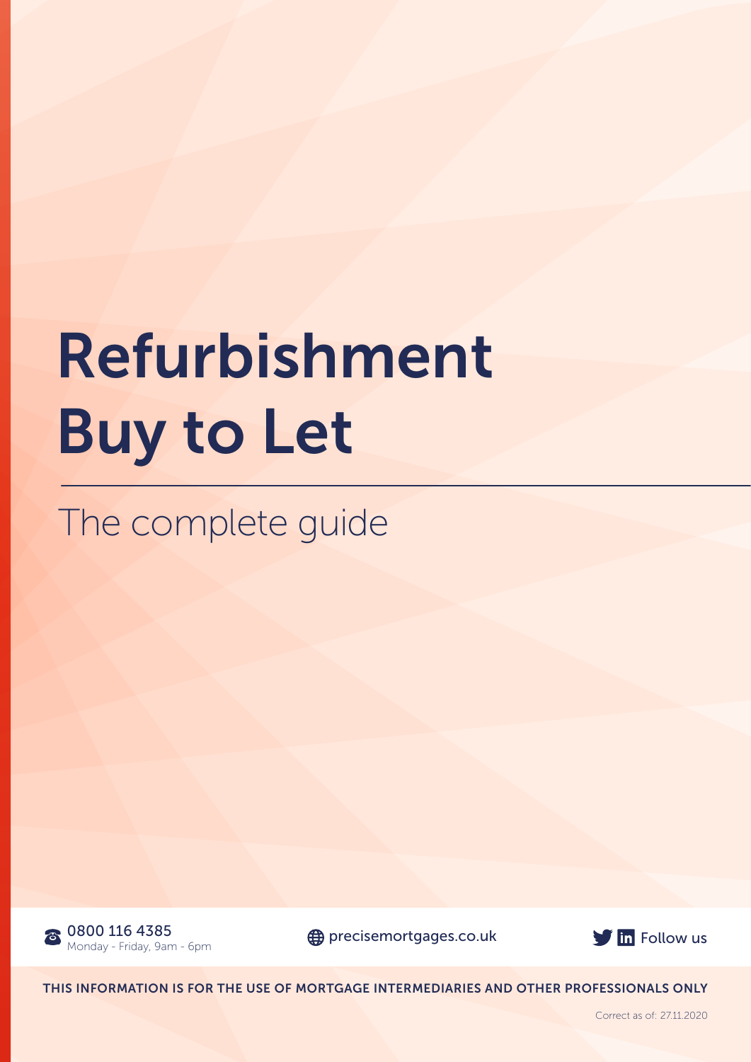# Refurbishment Buy to Let

## The complete guide

0800 116 4385
Monday - Friday, 9am - 6pm

precisemortgages.co.uk

Follow us

**THIS INFORMATION IS FOR THE USE OF MORTGAGE INTERMEDIARIES AND OTHER PROFESSIONALS ONLY**

Correct as of: 27.11.2020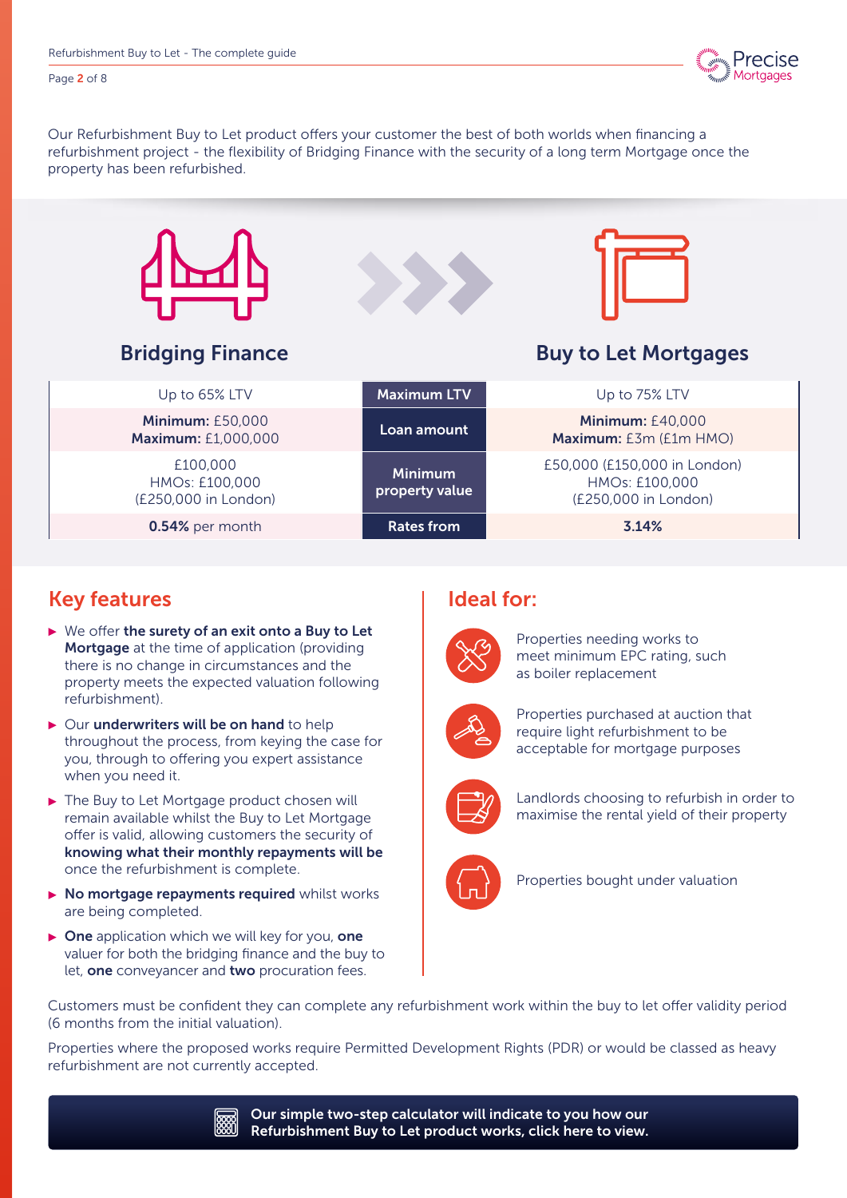Our Refurbishment Buy to Let product offers your customer the best of both worlds when financing a refurbishment project - the flexibility of Bridging Finance with the security of a long term Mortgage once the property has been refurbished.

| Bridging Finance | | Buy to Let Mortgages |
|---|---|---|
| Up to 65% LTV | **Maximum LTV** | Up to 75% LTV |
| **Minimum:** £50,000<br>**Maximum:** £1,000,000 | **Loan amount** | **Minimum:** £40,000<br>**Maximum:** £3m (£1m HMO) |
| £100,000<br>HMOs: £100,000<br>(£250,000 in London) | **Minimum property value** | £50,000 (£150,000 in London)<br>HMOs: £100,000<br>(£250,000 in London) |
| **0.54%** per month | **Rates from** | **3.14%** |

## Key features

- We offer **the surety of an exit onto a Buy to Let Mortgage** at the time of application (providing there is no change in circumstances and the property meets the expected valuation following refurbishment).
- Our **underwriters will be on hand** to help throughout the process, from keying the case for you, through to offering you expert assistance when you need it.
- The Buy to Let Mortgage product chosen will remain available whilst the Buy to Let Mortgage offer is valid, allowing customers the security of **knowing what their monthly repayments will be** once the refurbishment is complete.
- **No mortgage repayments required** whilst works are being completed.
- **One** application which we will key for you, **one** valuer for both the bridging finance and the buy to let, **one** conveyancer and **two** procuration fees.

## Ideal for:

- Properties needing works to meet minimum EPC rating, such as boiler replacement
- Properties purchased at auction that require light refurbishment to be acceptable for mortgage purposes
- Landlords choosing to refurbish in order to maximise the rental yield of their property
- Properties bought under valuation

Customers must be confident they can complete any refurbishment work within the buy to let offer validity period (6 months from the initial valuation).

Properties where the proposed works require Permitted Development Rights (PDR) or would be classed as heavy refurbishment are not currently accepted.

**Our simple two-step calculator will indicate to you how our Refurbishment Buy to Let product works, click here to view.**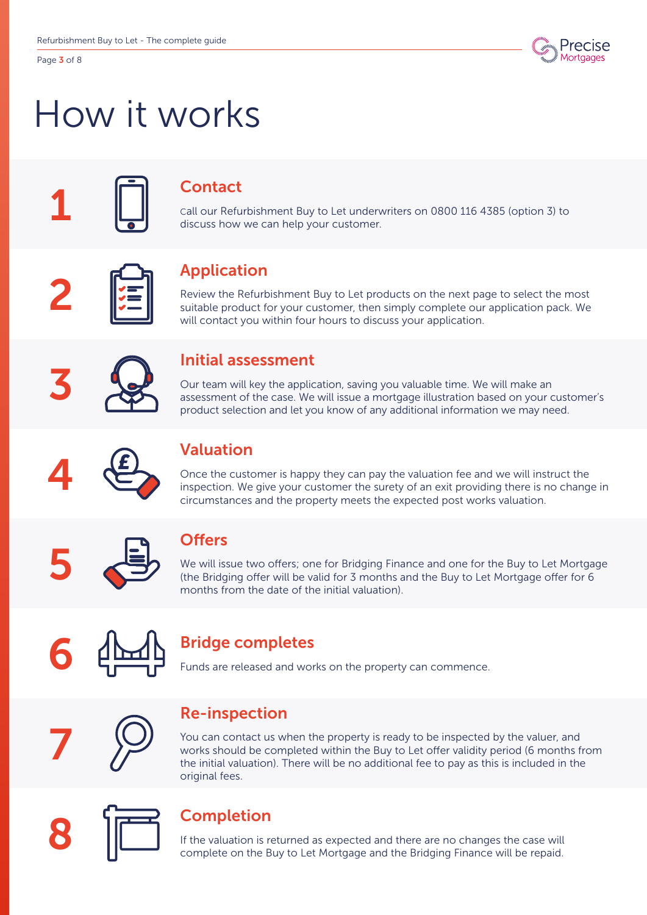# How it works

## 1 Contact

Call our Refurbishment Buy to Let underwriters on 0800 116 4385 (option 3) to discuss how we can help your customer.

## 2 Application

Review the Refurbishment Buy to Let products on the next page to select the most suitable product for your customer, then simply complete our application pack. We will contact you within four hours to discuss your application.

## 3 Initial assessment

Our team will key the application, saving you valuable time. We will make an assessment of the case. We will issue a mortgage illustration based on your customer's product selection and let you know of any additional information we may need.

## 4 Valuation

Once the customer is happy they can pay the valuation fee and we will instruct the inspection. We give your customer the surety of an exit providing there is no change in circumstances and the property meets the expected post works valuation.

## 5 Offers

We will issue two offers; one for Bridging Finance and one for the Buy to Let Mortgage (the Bridging offer will be valid for 3 months and the Buy to Let Mortgage offer for 6 months from the date of the initial valuation).

## 6 Bridge completes

Funds are released and works on the property can commence.

## 7 Re-inspection

You can contact us when the property is ready to be inspected by the valuer, and works should be completed within the Buy to Let offer validity period (6 months from the initial valuation). There will be no additional fee to pay as this is included in the original fees.

## 8 Completion

If the valuation is returned as expected and there are no changes the case will complete on the Buy to Let Mortgage and the Bridging Finance will be repaid.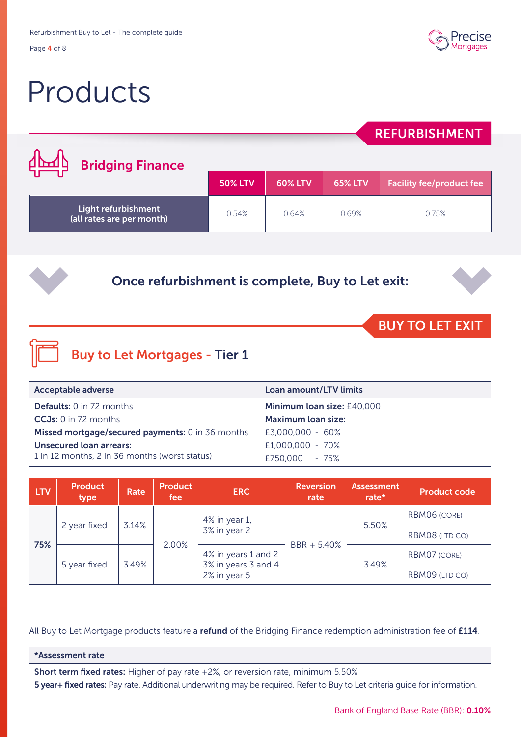# Products

## REFURBISHMENT

### Bridging Finance

| | 50% LTV | 60% LTV | 65% LTV | Facility fee/product fee |
|---|---|---|---|---|
| Light refurbishment (all rates are per month) | 0.54% | 0.64% | 0.69% | 0.75% |

**Once refurbishment is complete, Buy to Let exit:**

## BUY TO LET EXIT

### Buy to Let Mortgages - Tier 1

| Acceptable adverse | Loan amount/LTV limits |
|---|---|
| **Defaults:** 0 in 72 months | **Minimum loan size:** £40,000 |
| **CCJs:** 0 in 72 months | **Maximum loan size:** |
| **Missed mortgage/secured payments:** 0 in 36 months | £3,000,000 - 60% |
| **Unsecured loan arrears:** | £1,000,000 - 70% |
| 1 in 12 months, 2 in 36 months (worst status) | £750,000 - 75% |

| LTV | Product type | Rate | Product fee | ERC | Reversion rate | Assessment rate* | Product code |
|---|---|---|---|---|---|---|---|
| 75% | 2 year fixed | 3.14% | 2.00% | 4% in year 1, 3% in year 2 | BBR + 5.40% | 5.50% | RBM06 (CORE) |
| | | | | | | | RBM08 (LTD CO) |
| | 5 year fixed | 3.49% | | 4% in years 1 and 2, 3% in years 3 and 4, 2% in year 5 | | 3.49% | RBM07 (CORE) |
| | | | | | | | RBM09 (LTD CO) |

All Buy to Let Mortgage products feature a **refund** of the Bridging Finance redemption administration fee of **£114**.

| *Assessment rate |
|---|
| **Short term fixed rates:** Higher of pay rate +2%, or reversion rate, minimum 5.50% |
| **5 year+ fixed rates:** Pay rate. Additional underwriting may be required. Refer to Buy to Let criteria guide for information. |

Bank of England Base Rate (BBR): **0.10%**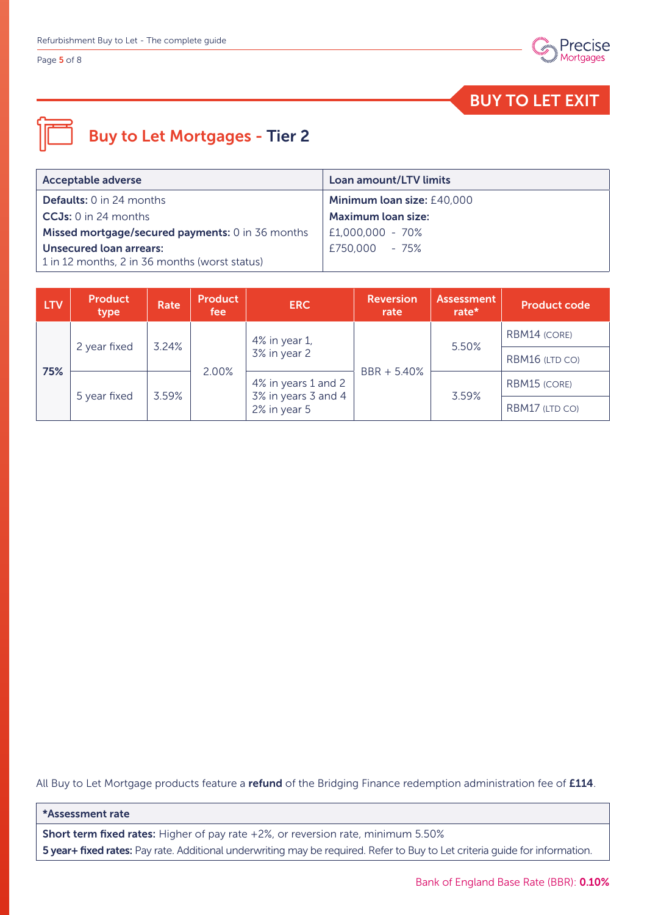BUY TO LET EXIT

## Buy to Let Mortgages - Tier 2

| Acceptable adverse | Loan amount/LTV limits |
|---|---|
| **Defaults:** 0 in 24 months | **Minimum loan size:** £40,000 |
| **CCJs:** 0 in 24 months | **Maximum loan size:** |
| **Missed mortgage/secured payments:** 0 in 36 months | £1,000,000 - 70% |
| **Unsecured loan arrears:** 1 in 12 months, 2 in 36 months (worst status) | £750,000 - 75% |

| LTV | Product type | Rate | Product fee | ERC | Reversion rate | Assessment rate* | Product code |
|---|---|---|---|---|---|---|---|
| 75% | 2 year fixed | 3.24% | 2.00% | 4% in year 1, 3% in year 2 | BBR + 5.40% | 5.50% | RBM14 (CORE) |
| | | | | | | | RBM16 (LTD CO) |
| | 5 year fixed | 3.59% | | 4% in years 1 and 2 3% in years 3 and 4 2% in year 5 | | 3.59% | RBM15 (CORE) |
| | | | | | | | RBM17 (LTD CO) |

All Buy to Let Mortgage products feature a **refund** of the Bridging Finance redemption administration fee of **£114**.

| *Assessment rate |
|---|
| **Short term fixed rates:** Higher of pay rate +2%, or reversion rate, minimum 5.50% |
| **5 year+ fixed rates:** Pay rate. Additional underwriting may be required. Refer to Buy to Let criteria guide for information. |

Bank of England Base Rate (BBR): **0.10%**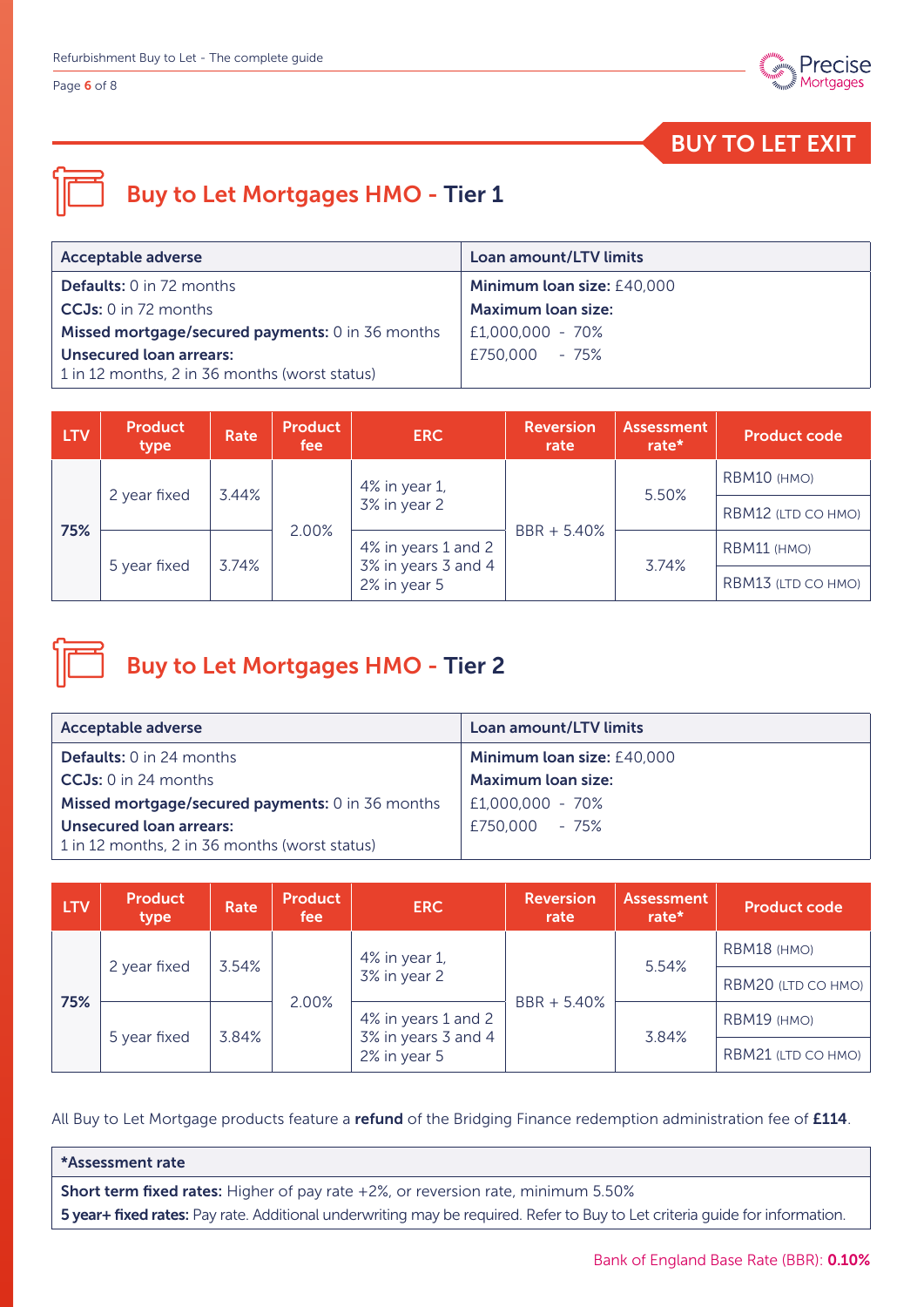## BUY TO LET EXIT

## Buy to Let Mortgages HMO - Tier 1

| Acceptable adverse | Loan amount/LTV limits |
|---|---|
| **Defaults:** 0 in 72 months<br>**CCJs:** 0 in 72 months<br>**Missed mortgage/secured payments:** 0 in 36 months<br>**Unsecured loan arrears:**<br>1 in 12 months, 2 in 36 months (worst status) | **Minimum loan size:** £40,000<br>**Maximum loan size:**<br>£1,000,000 - 70%<br>£750,000 - 75% |

| LTV | Product type | Rate | Product fee | ERC | Reversion rate | Assessment rate* | Product code |
|---|---|---|---|---|---|---|---|
| 75% | 2 year fixed | 3.44% | 2.00% | 4% in year 1, 3% in year 2 | BBR + 5.40% | 5.50% | RBM10 (HMO) |
| | | | | | | | RBM12 (LTD CO HMO) |
| | 5 year fixed | 3.74% | | 4% in years 1 and 2<br>3% in years 3 and 4<br>2% in year 5 | | 3.74% | RBM11 (HMO) |
| | | | | | | | RBM13 (LTD CO HMO) |

## Buy to Let Mortgages HMO - Tier 2

| Acceptable adverse | Loan amount/LTV limits |
|---|---|
| **Defaults:** 0 in 24 months<br>**CCJs:** 0 in 24 months<br>**Missed mortgage/secured payments:** 0 in 36 months<br>**Unsecured loan arrears:**<br>1 in 12 months, 2 in 36 months (worst status) | **Minimum loan size:** £40,000<br>**Maximum loan size:**<br>£1,000,000 - 70%<br>£750,000 - 75% |

| LTV | Product type | Rate | Product fee | ERC | Reversion rate | Assessment rate* | Product code |
|---|---|---|---|---|---|---|---|
| 75% | 2 year fixed | 3.54% | 2.00% | 4% in year 1, 3% in year 2 | BBR + 5.40% | 5.54% | RBM18 (HMO) |
| | | | | | | | RBM20 (LTD CO HMO) |
| | 5 year fixed | 3.84% | | 4% in years 1 and 2<br>3% in years 3 and 4<br>2% in year 5 | | 3.84% | RBM19 (HMO) |
| | | | | | | | RBM21 (LTD CO HMO) |

All Buy to Let Mortgage products feature a **refund** of the Bridging Finance redemption administration fee of **£114**.

| *Assessment rate |
|---|
| **Short term fixed rates:** Higher of pay rate +2%, or reversion rate, minimum 5.50%<br>**5 year+ fixed rates:** Pay rate. Additional underwriting may be required. Refer to Buy to Let criteria guide for information. |

Bank of England Base Rate (BBR): **0.10%**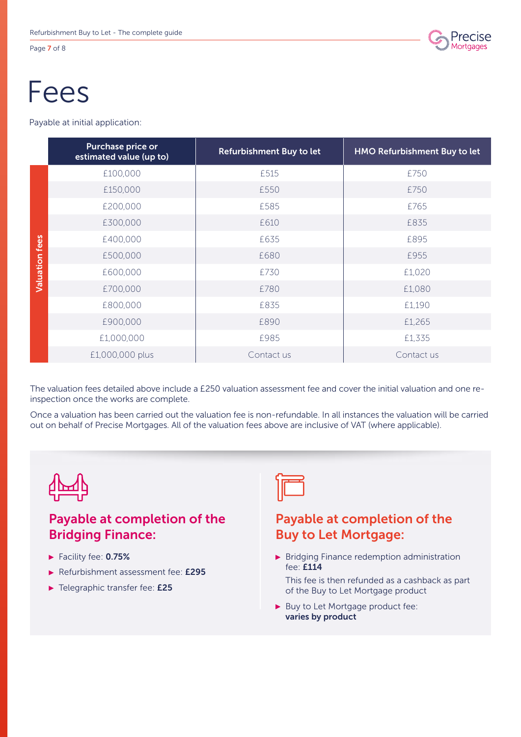# Fees

Payable at initial application:

| | Purchase price or estimated value (up to) | Refurbishment Buy to let | HMO Refurbishment Buy to let |
|---|---|---|---|
| Valuation fees | £100,000 | £515 | £750 |
| | £150,000 | £550 | £750 |
| | £200,000 | £585 | £765 |
| | £300,000 | £610 | £835 |
| | £400,000 | £635 | £895 |
| | £500,000 | £680 | £955 |
| | £600,000 | £730 | £1,020 |
| | £700,000 | £780 | £1,080 |
| | £800,000 | £835 | £1,190 |
| | £900,000 | £890 | £1,265 |
| | £1,000,000 | £985 | £1,335 |
| | £1,000,000 plus | Contact us | Contact us |

The valuation fees detailed above include a £250 valuation assessment fee and cover the initial valuation and one re-inspection once the works are complete.

Once a valuation has been carried out the valuation fee is non-refundable. In all instances the valuation will be carried out on behalf of Precise Mortgages. All of the valuation fees above are inclusive of VAT (where applicable).

## Payable at completion of the Bridging Finance:

- Facility fee: **0.75%**
- Refurbishment assessment fee: **£295**
- Telegraphic transfer fee: **£25**

## Payable at completion of the Buy to Let Mortgage:

- Bridging Finance redemption administration fee: **£114**

  This fee is then refunded as a cashback as part of the Buy to Let Mortgage product
- Buy to Let Mortgage product fee: **varies by product**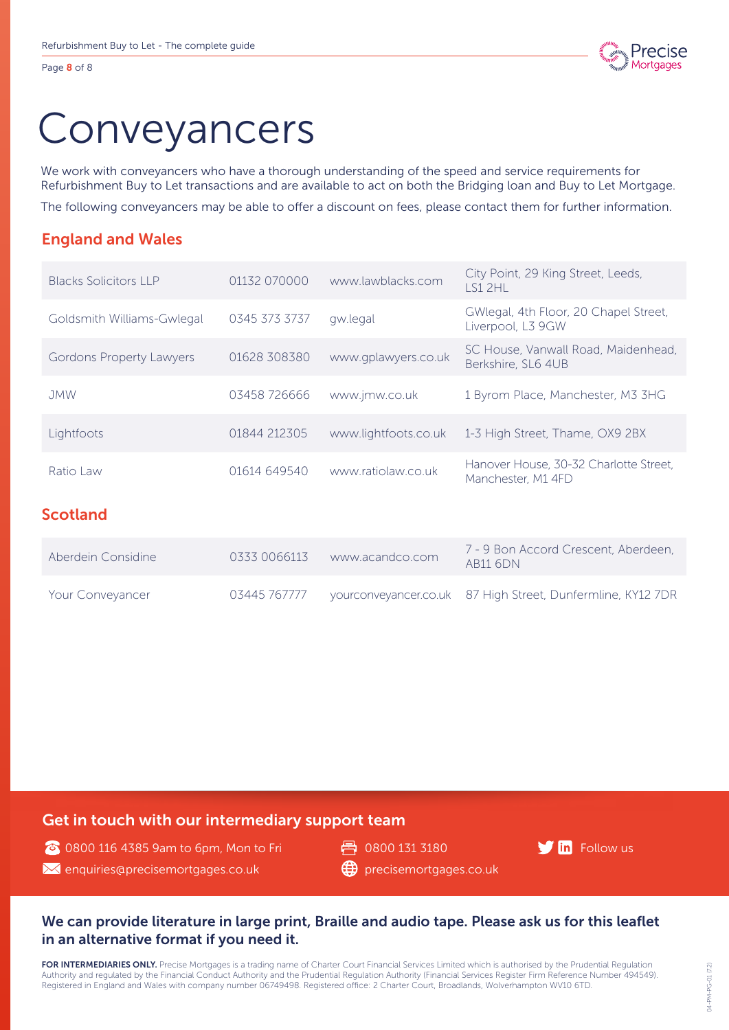# Conveyancers

We work with conveyancers who have a thorough understanding of the speed and service requirements for Refurbishment Buy to Let transactions and are available to act on both the Bridging loan and Buy to Let Mortgage.

The following conveyancers may be able to offer a discount on fees, please contact them for further information.

## England and Wales

| | | | |
|---|---|---|---|
| Blacks Solicitors LLP | 01132 070000 | www.lawblacks.com | City Point, 29 King Street, Leeds, LS1 2HL |
| Goldsmith Williams-Gwlegal | 0345 373 3737 | gw.legal | GWlegal, 4th Floor, 20 Chapel Street, Liverpool, L3 9GW |
| Gordons Property Lawyers | 01628 308380 | www.gplawyers.co.uk | SC House, Vanwall Road, Maidenhead, Berkshire, SL6 4UB |
| JMW | 03458 726666 | www.jmw.co.uk | 1 Byrom Place, Manchester, M3 3HG |
| Lightfoots | 01844 212305 | www.lightfoots.co.uk | 1-3 High Street, Thame, OX9 2BX |
| Ratio Law | 01614 649540 | www.ratiolaw.co.uk | Hanover House, 30-32 Charlotte Street, Manchester, M1 4FD |

## Scotland

| | | | |
|---|---|---|---|
| Aberdein Considine | 0333 0066113 | www.acandco.com | 7 - 9 Bon Accord Crescent, Aberdeen, AB11 6DN |
| Your Conveyancer | 03445 767777 | yourconveyancer.co.uk | 87 High Street, Dunfermline, KY12 7DR |

## Get in touch with our intermediary support team

0800 116 4385 9am to 6pm, Mon to Fri

enquiries@precisemortgages.co.uk

0800 131 3180

precisemortgages.co.uk

Follow us

**We can provide literature in large print, Braille and audio tape. Please ask us for this leaflet in an alternative format if you need it.**

**FOR INTERMEDIARIES ONLY.** Precise Mortgages is a trading name of Charter Court Financial Services Limited which is authorised by the Prudential Regulation Authority and regulated by the Financial Conduct Authority and the Prudential Regulation Authority (Financial Services Register Firm Reference Number 494549). Registered in England and Wales with company number 06749498. Registered office: 2 Charter Court, Broadlands, Wolverhampton WV10 6TD.